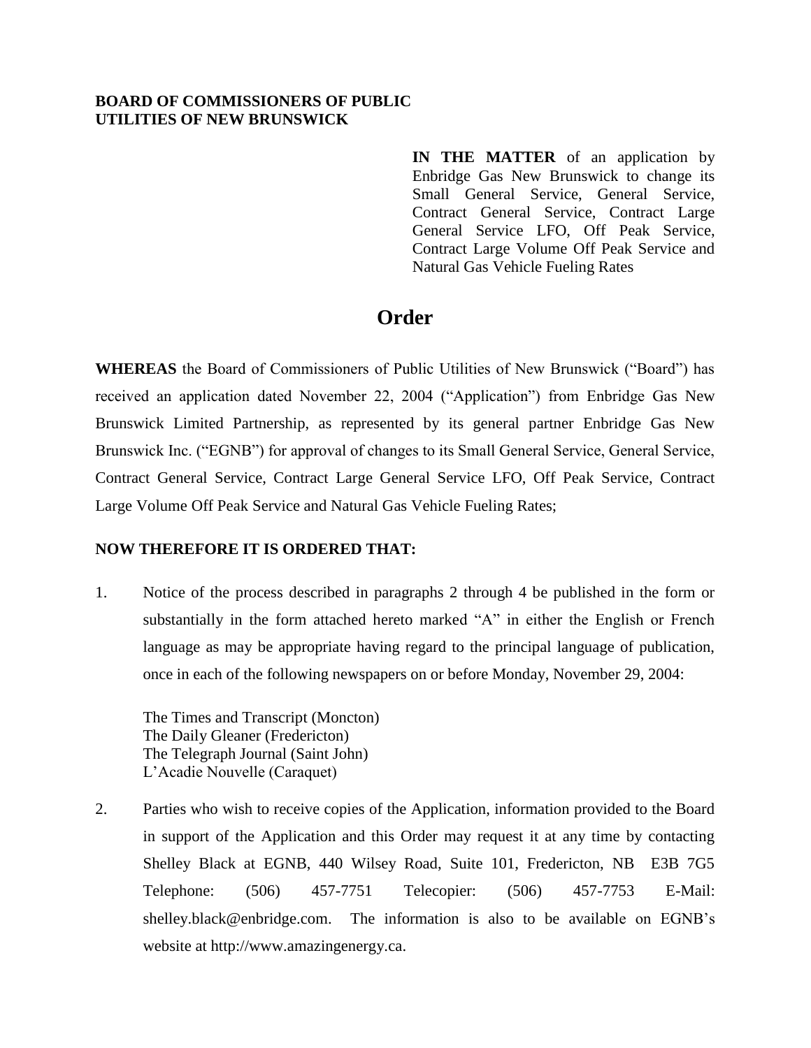**BOARD OF COMMISSIONERS OF PUBLIC UTILITIES OF NEW BRUNSWICK**

**IN THE MATTER** of an application by Enbridge Gas New Brunswick to change its Small General Service, General Service, Contract General Service, Contract Large General Service LFO, Off Peak Service, Contract Large Volume Off Peak Service and Natural Gas Vehicle Fueling Rates

# Order

**WHEREAS** the Board of Commissioners of Public Utilities of New Brunswick ("Board") has received an application dated November 22, 2004 ("Application") from Enbridge Gas New Brunswick Limited Partnership, as represented by its general partner Enbridge Gas New Brunswick Inc. ("EGNB") for approval of changes to its Small General Service, General Service, Contract General Service, Contract Large General Service LFO, Off Peak Service, Contract Large Volume Off Peak Service and Natural Gas Vehicle Fueling Rates;

**NOW THEREFORE IT IS ORDERED THAT:**

1. Notice of the process described in paragraphs 2 through 4 be published in the form or substantially in the form attached hereto marked "A" in either the English or French language as may be appropriate having regard to the principal language of publication, once in each of the following newspapers on or before Monday, November 29, 2004:

   The Times and Transcript (Moncton)
   The Daily Gleaner (Fredericton)
   The Telegraph Journal (Saint John)
   L'Acadie Nouvelle (Caraquet)

2. Parties who wish to receive copies of the Application, information provided to the Board in support of the Application and this Order may request it at any time by contacting Shelley Black at EGNB, 440 Wilsey Road, Suite 101, Fredericton, NB E3B 7G5 Telephone: (506) 457-7751 Telecopier: (506) 457-7753 E-Mail: shelley.black@enbridge.com. The information is also to be available on EGNB's website at http://www.amazingenergy.ca.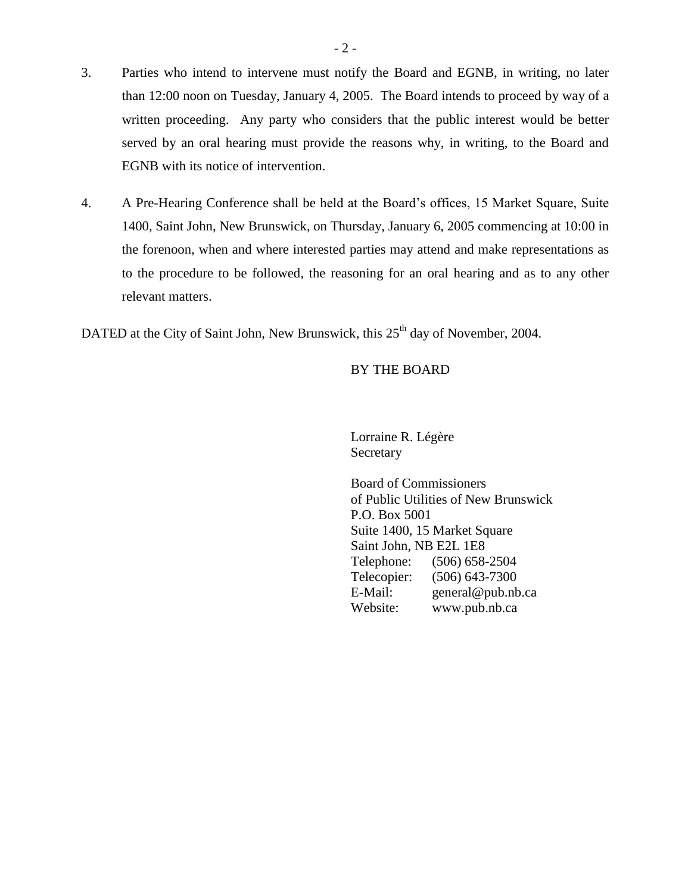3. Parties who intend to intervene must notify the Board and EGNB, in writing, no later than 12:00 noon on Tuesday, January 4, 2005. The Board intends to proceed by way of a written proceeding. Any party who considers that the public interest would be better served by an oral hearing must provide the reasons why, in writing, to the Board and EGNB with its notice of intervention.

4. A Pre-Hearing Conference shall be held at the Board's offices, 15 Market Square, Suite 1400, Saint John, New Brunswick, on Thursday, January 6, 2005 commencing at 10:00 in the forenoon, when and where interested parties may attend and make representations as to the procedure to be followed, the reasoning for an oral hearing and as to any other relevant matters.

DATED at the City of Saint John, New Brunswick, this 25th day of November, 2004.

BY THE BOARD

Lorraine R. Légère
Secretary

Board of Commissioners
of Public Utilities of New Brunswick
P.O. Box 5001
Suite 1400, 15 Market Square
Saint John, NB E2L 1E8
Telephone: (506) 658-2504
Telecopier: (506) 643-7300
E-Mail: general@pub.nb.ca
Website: www.pub.nb.ca